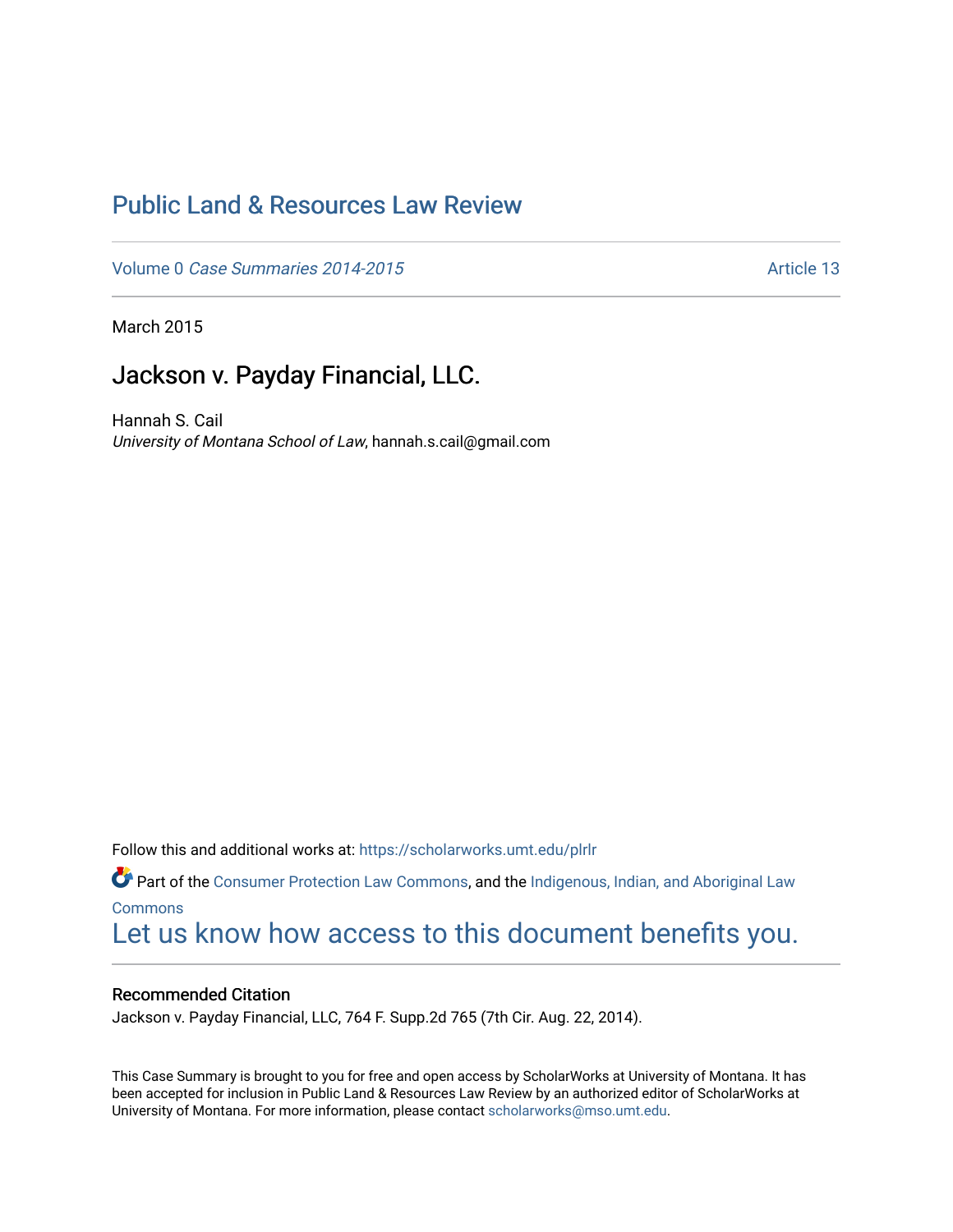# Public Land & Resources Law Review

Volume 0 *Case Summaries 2014-2015* Article 13

March 2015

## Jackson v. Payday Financial, LLC.

Hannah S. Cail
*University of Montana School of Law*, hannah.s.cail@gmail.com

Follow this and additional works at: https://scholarworks.umt.edu/plrlr

Part of the Consumer Protection Law Commons, and the Indigenous, Indian, and Aboriginal Law Commons

Let us know how access to this document benefits you.

### Recommended Citation

Jackson v. Payday Financial, LLC, 764 F. Supp.2d 765 (7th Cir. Aug. 22, 2014).

This Case Summary is brought to you for free and open access by ScholarWorks at University of Montana. It has been accepted for inclusion in Public Land & Resources Law Review by an authorized editor of ScholarWorks at University of Montana. For more information, please contact scholarworks@mso.umt.edu.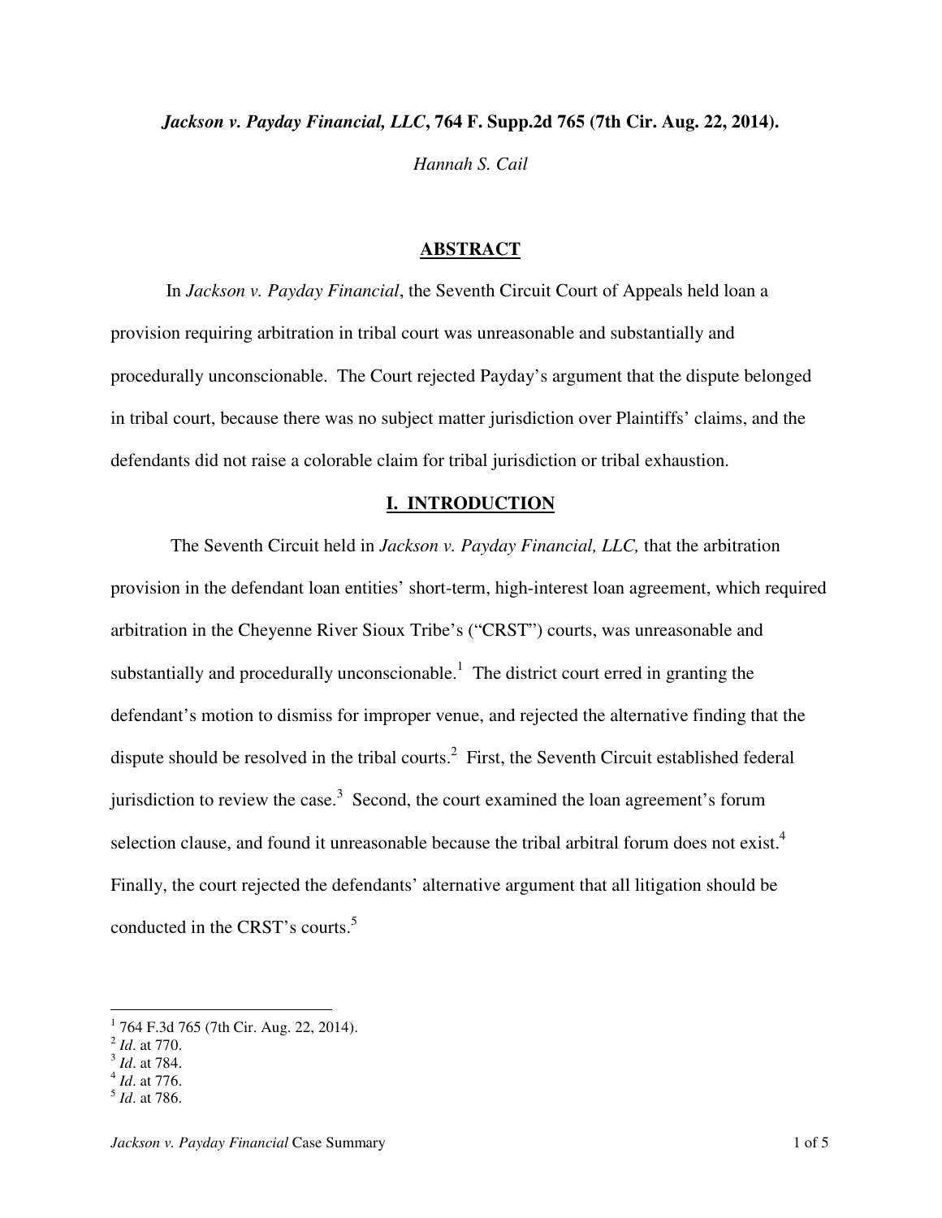**_Jackson v. Payday Financial, LLC_, 764 F. Supp.2d 765 (7th Cir. Aug. 22, 2014).**

_Hannah S. Cail_

## ABSTRACT

In _Jackson v. Payday Financial_, the Seventh Circuit Court of Appeals held loan a provision requiring arbitration in tribal court was unreasonable and substantially and procedurally unconscionable. The Court rejected Payday's argument that the dispute belonged in tribal court, because there was no subject matter jurisdiction over Plaintiffs' claims, and the defendants did not raise a colorable claim for tribal jurisdiction or tribal exhaustion.

## I. INTRODUCTION

The Seventh Circuit held in _Jackson v. Payday Financial, LLC,_ that the arbitration provision in the defendant loan entities' short-term, high-interest loan agreement, which required arbitration in the Cheyenne River Sioux Tribe's ("CRST") courts, was unreasonable and substantially and procedurally unconscionable.[1] The district court erred in granting the defendant's motion to dismiss for improper venue, and rejected the alternative finding that the dispute should be resolved in the tribal courts.[2] First, the Seventh Circuit established federal jurisdiction to review the case.[3] Second, the court examined the loan agreement's forum selection clause, and found it unreasonable because the tribal arbitral forum does not exist.[4] Finally, the court rejected the defendants' alternative argument that all litigation should be conducted in the CRST's courts.[5]

---

[1] 764 F.3d 765 (7th Cir. Aug. 22, 2014).
[2] _Id_. at 770.
[3] _Id_. at 784.
[4] _Id_. at 776.
[5] _Id_. at 786.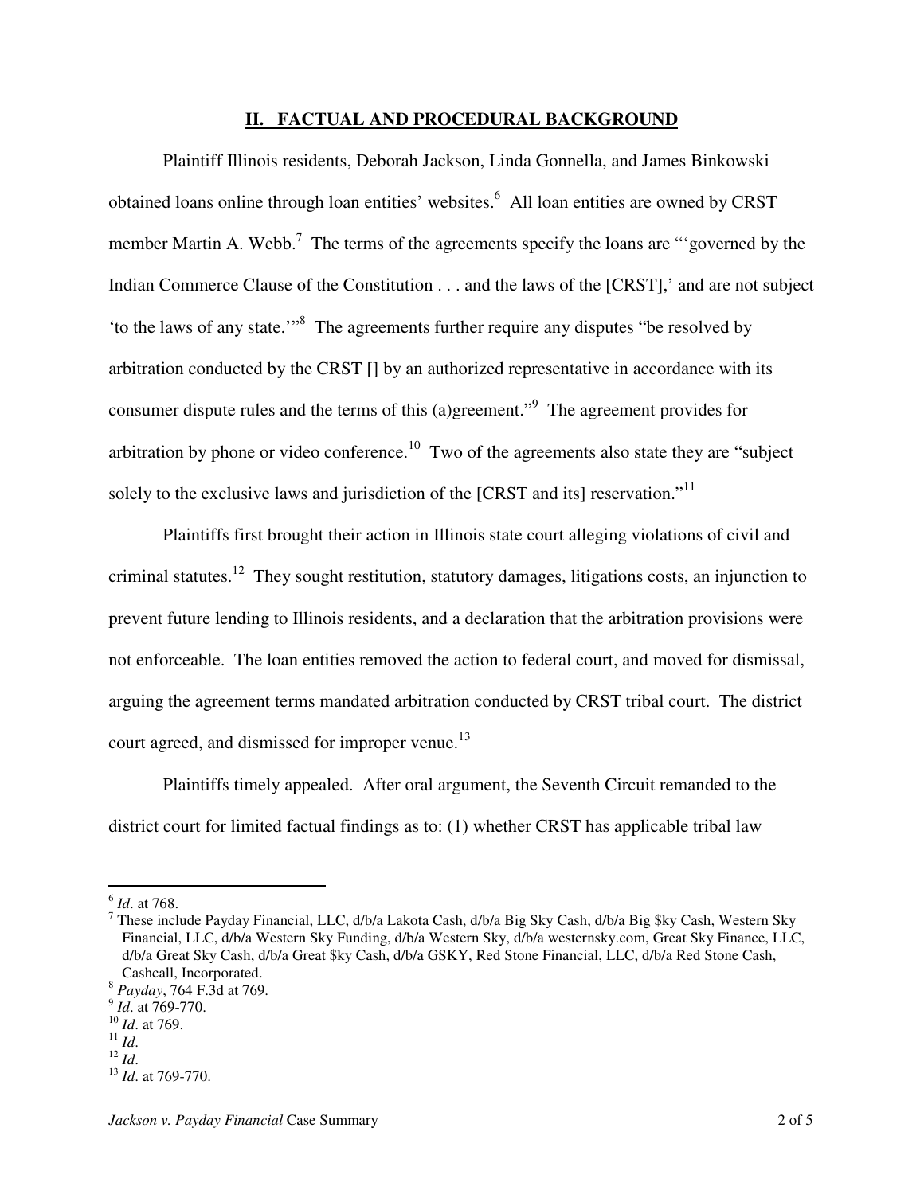## II. FACTUAL AND PROCEDURAL BACKGROUND

Plaintiff Illinois residents, Deborah Jackson, Linda Gonnella, and James Binkowski obtained loans online through loan entities' websites.[6] All loan entities are owned by CRST member Martin A. Webb.[7] The terms of the agreements specify the loans are "'governed by the Indian Commerce Clause of the Constitution . . . and the laws of the [CRST],' and are not subject 'to the laws of any state.'"[8] The agreements further require any disputes "be resolved by arbitration conducted by the CRST [] by an authorized representative in accordance with its consumer dispute rules and the terms of this (a)greement."[9] The agreement provides for arbitration by phone or video conference.[10] Two of the agreements also state they are "subject solely to the exclusive laws and jurisdiction of the [CRST and its] reservation."[11]

Plaintiffs first brought their action in Illinois state court alleging violations of civil and criminal statutes.[12] They sought restitution, statutory damages, litigations costs, an injunction to prevent future lending to Illinois residents, and a declaration that the arbitration provisions were not enforceable. The loan entities removed the action to federal court, and moved for dismissal, arguing the agreement terms mandated arbitration conducted by CRST tribal court. The district court agreed, and dismissed for improper venue.[13]

Plaintiffs timely appealed. After oral argument, the Seventh Circuit remanded to the district court for limited factual findings as to: (1) whether CRST has applicable tribal law

---

[6] *Id*. at 768.

[7] These include Payday Financial, LLC, d/b/a Lakota Cash, d/b/a Big Sky Cash, d/b/a Big $ky Cash, Western Sky Financial, LLC, d/b/a Western Sky Funding, d/b/a Western Sky, d/b/a westernsky.com, Great Sky Finance, LLC, d/b/a Great Sky Cash, d/b/a Great $ky Cash, d/b/a GSKY, Red Stone Financial, LLC, d/b/a Red Stone Cash, Cashcall, Incorporated.

[8] *Payday*, 764 F.3d at 769.

[9] *Id*. at 769-770.

[10] *Id*. at 769.

[11] *Id*.

[12] *Id*.

[13] *Id*. at 769-770.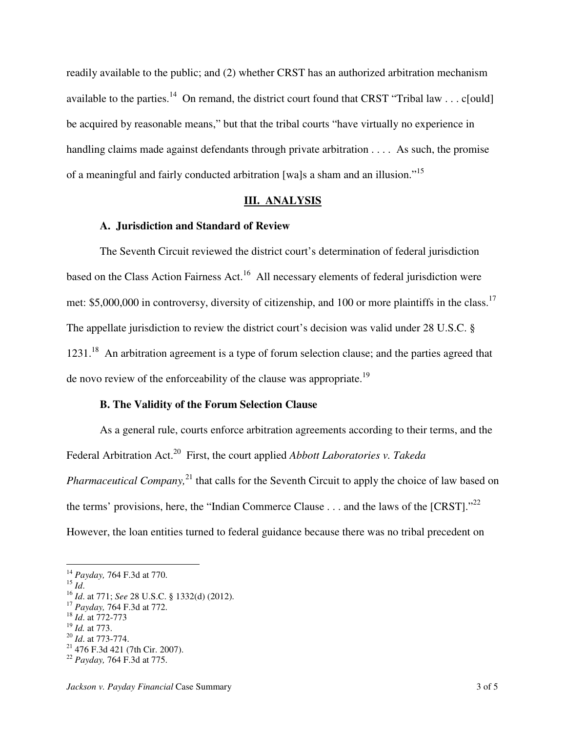readily available to the public; and (2) whether CRST has an authorized arbitration mechanism available to the parties.[14] On remand, the district court found that CRST "Tribal law . . . c[ould] be acquired by reasonable means," but that the tribal courts "have virtually no experience in handling claims made against defendants through private arbitration . . . . As such, the promise of a meaningful and fairly conducted arbitration [wa]s a sham and an illusion."[15]

## III. ANALYSIS

### A. Jurisdiction and Standard of Review

The Seventh Circuit reviewed the district court's determination of federal jurisdiction based on the Class Action Fairness Act.[16] All necessary elements of federal jurisdiction were met: $5,000,000 in controversy, diversity of citizenship, and 100 or more plaintiffs in the class.[17] The appellate jurisdiction to review the district court's decision was valid under 28 U.S.C. § 1231.[18] An arbitration agreement is a type of forum selection clause; and the parties agreed that de novo review of the enforceability of the clause was appropriate.[19]

### B. The Validity of the Forum Selection Clause

As a general rule, courts enforce arbitration agreements according to their terms, and the Federal Arbitration Act.[20] First, the court applied *Abbott Laboratories v. Takeda Pharmaceutical Company,*[21] that calls for the Seventh Circuit to apply the choice of law based on the terms' provisions, here, the "Indian Commerce Clause . . . and the laws of the [CRST]."[22] However, the loan entities turned to federal guidance because there was no tribal precedent on

---

[14] *Payday,* 764 F.3d at 770.
[15] *Id*.
[16] *Id*. at 771; *See* 28 U.S.C. § 1332(d) (2012).
[17] *Payday,* 764 F.3d at 772.
[18] *Id*. at 772-773
[19] *Id.* at 773.
[20] *Id*. at 773-774.
[21] 476 F.3d 421 (7th Cir. 2007).
[22] *Payday,* 764 F.3d at 775.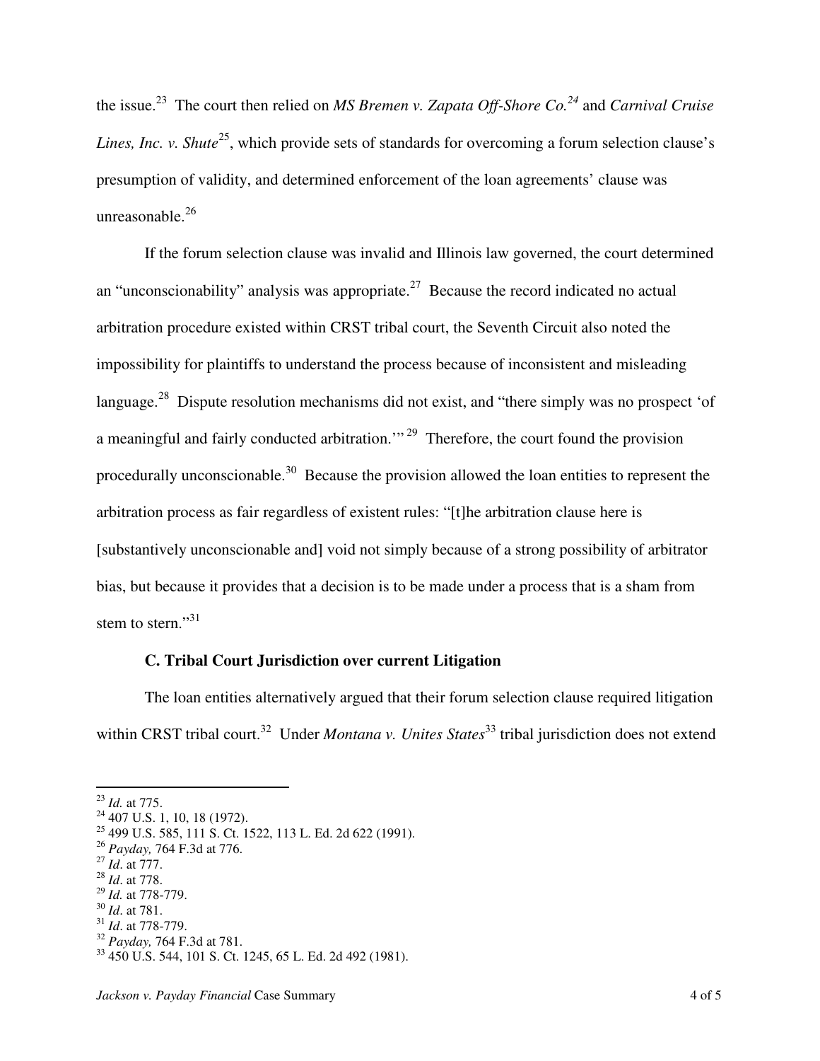the issue.[23] The court then relied on *MS Bremen v. Zapata Off-Shore Co.*[24] and *Carnival Cruise Lines, Inc. v. Shute*[25], which provide sets of standards for overcoming a forum selection clause's presumption of validity, and determined enforcement of the loan agreements' clause was unreasonable.[26]

If the forum selection clause was invalid and Illinois law governed, the court determined an "unconscionability" analysis was appropriate.[27] Because the record indicated no actual arbitration procedure existed within CRST tribal court, the Seventh Circuit also noted the impossibility for plaintiffs to understand the process because of inconsistent and misleading language.[28] Dispute resolution mechanisms did not exist, and "there simply was no prospect 'of a meaningful and fairly conducted arbitration.'"[29] Therefore, the court found the provision procedurally unconscionable.[30] Because the provision allowed the loan entities to represent the arbitration process as fair regardless of existent rules: "[t]he arbitration clause here is [substantively unconscionable and] void not simply because of a strong possibility of arbitrator bias, but because it provides that a decision is to be made under a process that is a sham from stem to stern."[31]

### C. Tribal Court Jurisdiction over current Litigation

The loan entities alternatively argued that their forum selection clause required litigation within CRST tribal court.[32] Under *Montana v. Unites States*[33] tribal jurisdiction does not extend

---

[23] *Id.* at 775.
[24] 407 U.S. 1, 10, 18 (1972).
[25] 499 U.S. 585, 111 S. Ct. 1522, 113 L. Ed. 2d 622 (1991).
[26] *Payday,* 764 F.3d at 776.
[27] *Id*. at 777.
[28] *Id*. at 778.
[29] *Id.* at 778-779.
[30] *Id*. at 781.
[31] *Id*. at 778-779.
[32] *Payday,* 764 F.3d at 781.
[33] 450 U.S. 544, 101 S. Ct. 1245, 65 L. Ed. 2d 492 (1981).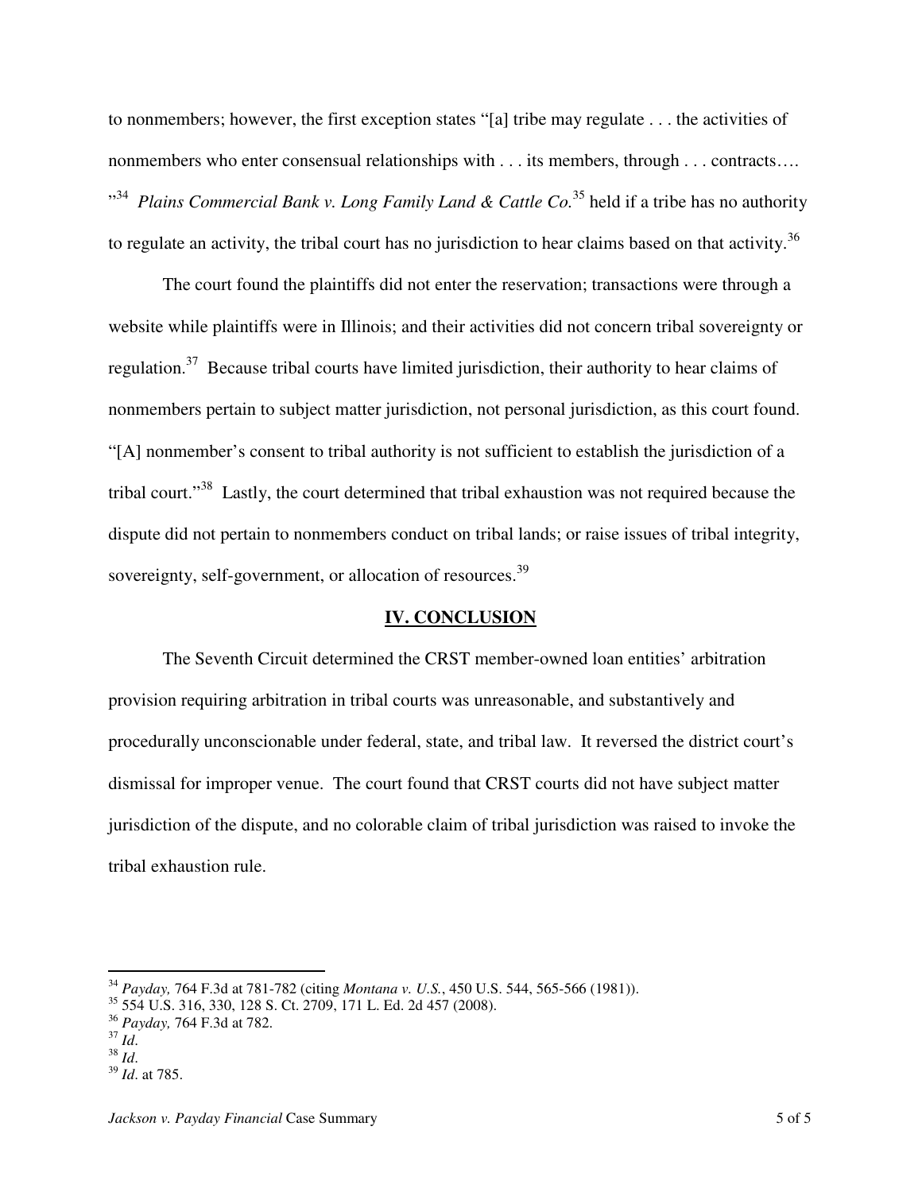to nonmembers; however, the first exception states "[a] tribe may regulate . . . the activities of nonmembers who enter consensual relationships with . . . its members, through . . . contracts…. "[34] *Plains Commercial Bank v. Long Family Land & Cattle Co.*[35] held if a tribe has no authority to regulate an activity, the tribal court has no jurisdiction to hear claims based on that activity.[36]

The court found the plaintiffs did not enter the reservation; transactions were through a website while plaintiffs were in Illinois; and their activities did not concern tribal sovereignty or regulation.[37] Because tribal courts have limited jurisdiction, their authority to hear claims of nonmembers pertain to subject matter jurisdiction, not personal jurisdiction, as this court found. "[A] nonmember's consent to tribal authority is not sufficient to establish the jurisdiction of a tribal court."[38] Lastly, the court determined that tribal exhaustion was not required because the dispute did not pertain to nonmembers conduct on tribal lands; or raise issues of tribal integrity, sovereignty, self-government, or allocation of resources.[39]

## IV. CONCLUSION

The Seventh Circuit determined the CRST member-owned loan entities' arbitration provision requiring arbitration in tribal courts was unreasonable, and substantively and procedurally unconscionable under federal, state, and tribal law. It reversed the district court's dismissal for improper venue. The court found that CRST courts did not have subject matter jurisdiction of the dispute, and no colorable claim of tribal jurisdiction was raised to invoke the tribal exhaustion rule.

---

[34] *Payday,* 764 F.3d at 781-782 (citing *Montana v. U.S.*, 450 U.S. 544, 565-566 (1981)).
[35] 554 U.S. 316, 330, 128 S. Ct. 2709, 171 L. Ed. 2d 457 (2008).
[36] *Payday,* 764 F.3d at 782.
[37] *Id*.
[38] *Id*.
[39] *Id*. at 785.